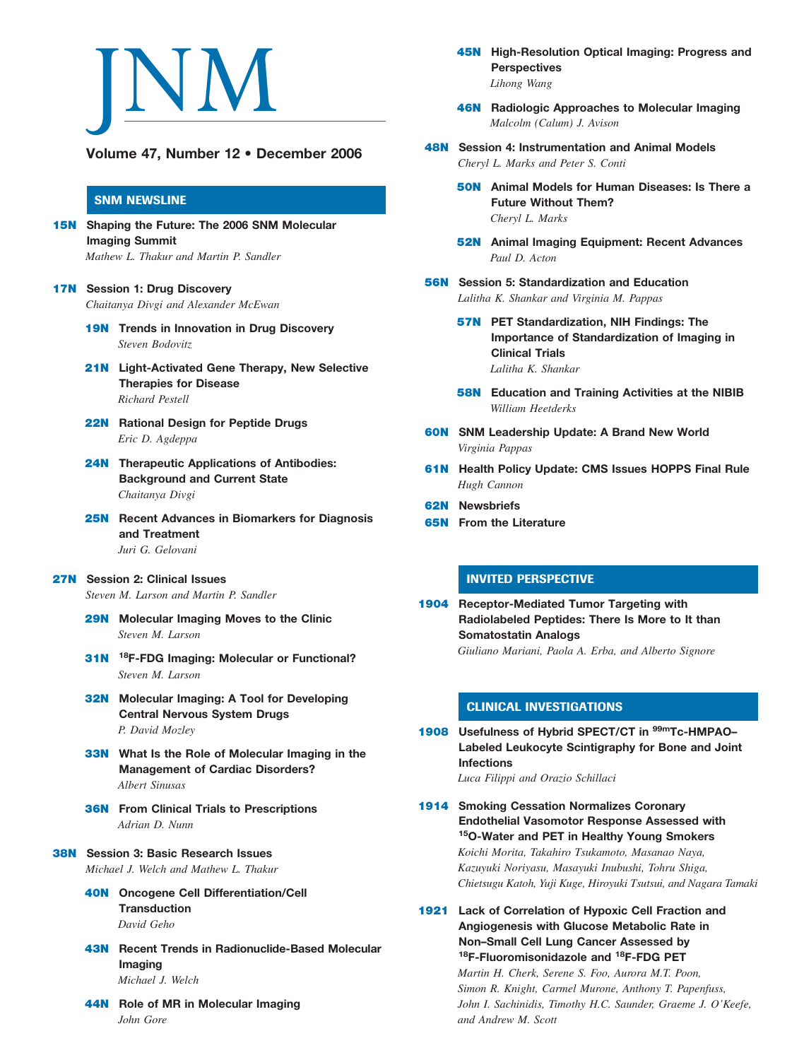# JNM

**Volume 47, Number 12 • December 2006**

## SNM NEWSLINE

**15N** **Shaping the Future: The 2006 SNM Molecular Imaging Summit**
*Mathew L. Thakur and Martin P. Sandler*

**17N** **Session 1: Drug Discovery**
*Chaitanya Divgi and Alexander McEwan*

- **19N** **Trends in Innovation in Drug Discovery**
  *Steven Bodovitz*

- **21N** **Light-Activated Gene Therapy, New Selective Therapies for Disease**
  *Richard Pestell*

- **22N** **Rational Design for Peptide Drugs**
  *Eric D. Agdeppa*

- **24N** **Therapeutic Applications of Antibodies: Background and Current State**
  *Chaitanya Divgi*

- **25N** **Recent Advances in Biomarkers for Diagnosis and Treatment**
  *Juri G. Gelovani*

**27N** **Session 2: Clinical Issues**
*Steven M. Larson and Martin P. Sandler*

- **29N** **Molecular Imaging Moves to the Clinic**
  *Steven M. Larson*

- **31N** **$^{18}$F-FDG Imaging: Molecular or Functional?**
  *Steven M. Larson*

- **32N** **Molecular Imaging: A Tool for Developing Central Nervous System Drugs**
  *P. David Mozley*

- **33N** **What Is the Role of Molecular Imaging in the Management of Cardiac Disorders?**
  *Albert Sinusas*

- **36N** **From Clinical Trials to Prescriptions**
  *Adrian D. Nunn*

**38N** **Session 3: Basic Research Issues**
*Michael J. Welch and Mathew L. Thakur*

- **40N** **Oncogene Cell Differentiation/Cell Transduction**
  *David Geho*

- **43N** **Recent Trends in Radionuclide-Based Molecular Imaging**
  *Michael J. Welch*

- **44N** **Role of MR in Molecular Imaging**
  *John Gore*

- **45N** **High-Resolution Optical Imaging: Progress and Perspectives**
  *Lihong Wang*

- **46N** **Radiologic Approaches to Molecular Imaging**
  *Malcolm (Calum) J. Avison*

**48N** **Session 4: Instrumentation and Animal Models**
*Cheryl L. Marks and Peter S. Conti*

- **50N** **Animal Models for Human Diseases: Is There a Future Without Them?**
  *Cheryl L. Marks*

- **52N** **Animal Imaging Equipment: Recent Advances**
  *Paul D. Acton*

**56N** **Session 5: Standardization and Education**
*Lalitha K. Shankar and Virginia M. Pappas*

- **57N** **PET Standardization, NIH Findings: The Importance of Standardization of Imaging in Clinical Trials**
  *Lalitha K. Shankar*

- **58N** **Education and Training Activities at the NIBIB**
  *William Heetderks*

**60N** **SNM Leadership Update: A Brand New World**
*Virginia Pappas*

**61N** **Health Policy Update: CMS Issues HOPPS Final Rule**
*Hugh Cannon*

**62N** **Newsbriefs**

**65N** **From the Literature**

## INVITED PERSPECTIVE

**1904** **Receptor-Mediated Tumor Targeting with Radiolabeled Peptides: There Is More to It than Somatostatin Analogs**
*Giuliano Mariani, Paola A. Erba, and Alberto Signore*

## CLINICAL INVESTIGATIONS

**1908** **Usefulness of Hybrid SPECT/CT in $^{99m}$Tc-HMPAO–Labeled Leukocyte Scintigraphy for Bone and Joint Infections**
*Luca Filippi and Orazio Schillaci*

**1914** **Smoking Cessation Normalizes Coronary Endothelial Vasomotor Response Assessed with $^{15}$O-Water and PET in Healthy Young Smokers**
*Koichi Morita, Takahiro Tsukamoto, Masanao Naya, Kazuyuki Noriyasu, Masayuki Inubushi, Tohru Shiga, Chietsugu Katoh, Yuji Kuge, Hiroyuki Tsutsui, and Nagara Tamaki*

**1921** **Lack of Correlation of Hypoxic Cell Fraction and Angiogenesis with Glucose Metabolic Rate in Non–Small Cell Lung Cancer Assessed by $^{18}$F-Fluoromisonidazole and $^{18}$F-FDG PET**
*Martin H. Cherk, Serene S. Foo, Aurora M.T. Poon, Simon R. Knight, Carmel Murone, Anthony T. Papenfuss, John I. Sachinidis, Timothy H.C. Saunder, Graeme J. O'Keefe, and Andrew M. Scott*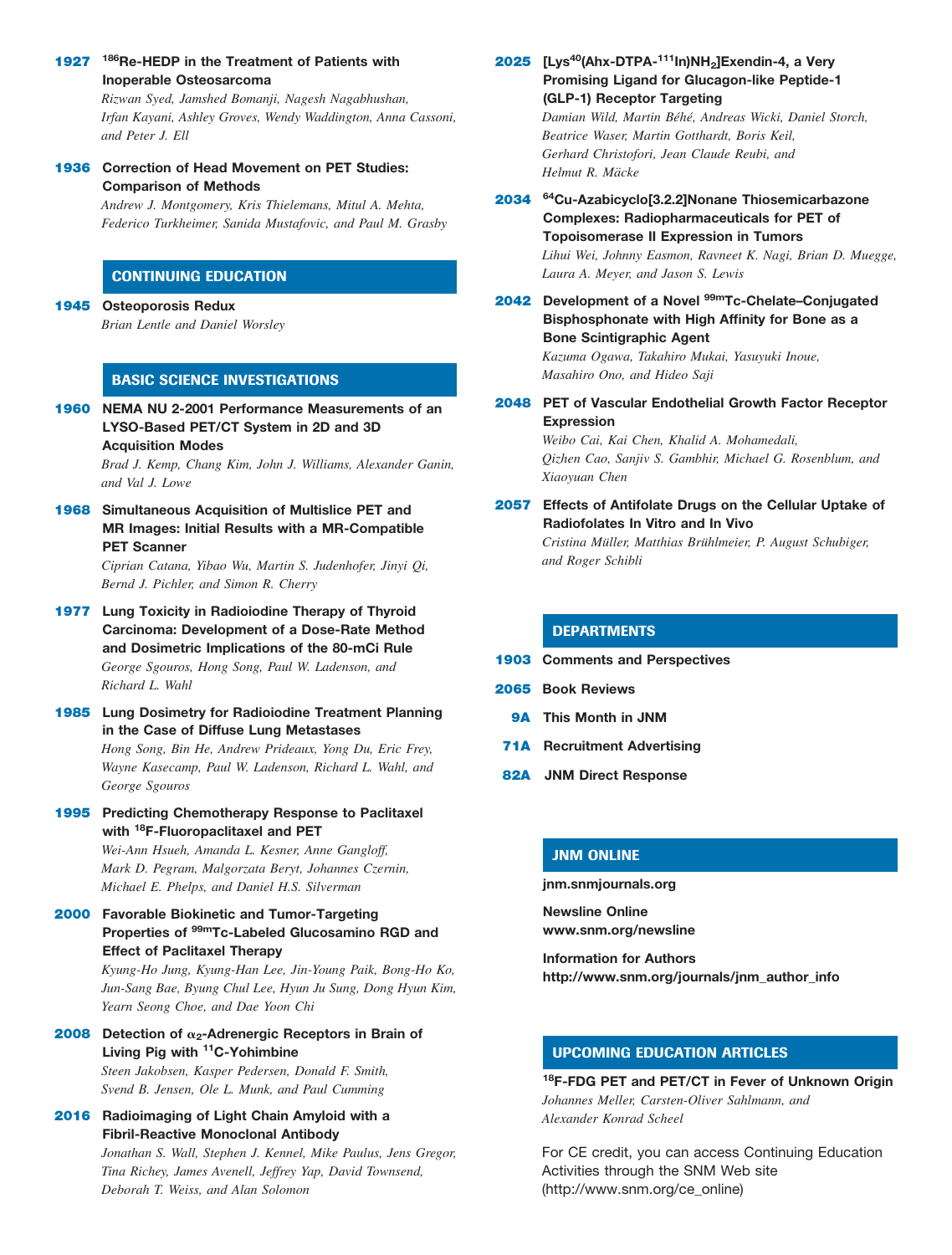**1927** **$^{186}$Re-HEDP in the Treatment of Patients with Inoperable Osteosarcoma**
*Rizwan Syed, Jamshed Bomanji, Nagesh Nagabhushan, Irfan Kayani, Ashley Groves, Wendy Waddington, Anna Cassoni, and Peter J. Ell*

**1936** **Correction of Head Movement on PET Studies: Comparison of Methods**
*Andrew J. Montgomery, Kris Thielemans, Mitul A. Mehta, Federico Turkheimer, Sanida Mustafovic, and Paul M. Grasby*

## CONTINUING EDUCATION

**1945** **Osteoporosis Redux**
*Brian Lentle and Daniel Worsley*

## BASIC SCIENCE INVESTIGATIONS

**1960** **NEMA NU 2-2001 Performance Measurements of an LYSO-Based PET/CT System in 2D and 3D Acquisition Modes**
*Brad J. Kemp, Chang Kim, John J. Williams, Alexander Ganin, and Val J. Lowe*

**1968** **Simultaneous Acquisition of Multislice PET and MR Images: Initial Results with a MR-Compatible PET Scanner**
*Ciprian Catana, Yibao Wu, Martin S. Judenhofer, Jinyi Qi, Bernd J. Pichler, and Simon R. Cherry*

**1977** **Lung Toxicity in Radioiodine Therapy of Thyroid Carcinoma: Development of a Dose-Rate Method and Dosimetric Implications of the 80-mCi Rule**
*George Sgouros, Hong Song, Paul W. Ladenson, and Richard L. Wahl*

**1985** **Lung Dosimetry for Radioiodine Treatment Planning in the Case of Diffuse Lung Metastases**
*Hong Song, Bin He, Andrew Prideaux, Yong Du, Eric Frey, Wayne Kasecamp, Paul W. Ladenson, Richard L. Wahl, and George Sgouros*

**1995** **Predicting Chemotherapy Response to Paclitaxel with $^{18}$F-Fluoropaclitaxel and PET**
*Wei-Ann Hsueh, Amanda L. Kesner, Anne Gangloff, Mark D. Pegram, Malgorzata Beryt, Johannes Czernin, Michael E. Phelps, and Daniel H.S. Silverman*

**2000** **Favorable Biokinetic and Tumor-Targeting Properties of $^{99m}$Tc-Labeled Glucosamino RGD and Effect of Paclitaxel Therapy**
*Kyung-Ho Jung, Kyung-Han Lee, Jin-Young Paik, Bong-Ho Ko, Jun-Sang Bae, Byung Chul Lee, Hyun Ju Sung, Dong Hyun Kim, Yearn Seong Choe, and Dae Yoon Chi*

**2008** **Detection of $\alpha_2$-Adrenergic Receptors in Brain of Living Pig with $^{11}$C-Yohimbine**
*Steen Jakobsen, Kasper Pedersen, Donald F. Smith, Svend B. Jensen, Ole L. Munk, and Paul Cumming*

**2016** **Radioimaging of Light Chain Amyloid with a Fibril-Reactive Monoclonal Antibody**
*Jonathan S. Wall, Stephen J. Kennel, Mike Paulus, Jens Gregor, Tina Richey, James Avenell, Jeffrey Yap, David Townsend, Deborah T. Weiss, and Alan Solomon*

**2025** **[Lys$^{40}$(Ahx-DTPA-$^{111}$In)NH$_2$]Exendin-4, a Very Promising Ligand for Glucagon-like Peptide-1 (GLP-1) Receptor Targeting**
*Damian Wild, Martin Béhé, Andreas Wicki, Daniel Storch, Beatrice Waser, Martin Gotthardt, Boris Keil, Gerhard Christofori, Jean Claude Reubi, and Helmut R. Mäcke*

**2034** **$^{64}$Cu-Azabicyclo[3.2.2]Nonane Thiosemicarbazone Complexes: Radiopharmaceuticals for PET of Topoisomerase II Expression in Tumors**
*Lihui Wei, Johnny Easmon, Ravneet K. Nagi, Brian D. Muegge, Laura A. Meyer, and Jason S. Lewis*

**2042** **Development of a Novel $^{99m}$Tc-Chelate–Conjugated Bisphosphonate with High Affinity for Bone as a Bone Scintigraphic Agent**
*Kazuma Ogawa, Takahiro Mukai, Yasuyuki Inoue, Masahiro Ono, and Hideo Saji*

**2048** **PET of Vascular Endothelial Growth Factor Receptor Expression**
*Weibo Cai, Kai Chen, Khalid A. Mohamedali, Qizhen Cao, Sanjiv S. Gambhir, Michael G. Rosenblum, and Xiaoyuan Chen*

**2057** **Effects of Antifolate Drugs on the Cellular Uptake of Radiofolates In Vitro and In Vivo**
*Cristina Müller, Matthias Brühlmeier, P. August Schubiger, and Roger Schibli*

## DEPARTMENTS

**1903** **Comments and Perspectives**

**2065** **Book Reviews**

**9A** **This Month in JNM**

**71A** **Recruitment Advertising**

**82A** **JNM Direct Response**

## JNM ONLINE

**jnm.snmjournals.org**

**Newsline Online**
**www.snm.org/newsline**

**Information for Authors**
**http://www.snm.org/journals/jnm_author_info**

## UPCOMING EDUCATION ARTICLES

**$^{18}$F-FDG PET and PET/CT in Fever of Unknown Origin**
*Johannes Meller, Carsten-Oliver Sahlmann, and Alexander Konrad Scheel*

For CE credit, you can access Continuing Education Activities through the SNM Web site (http://www.snm.org/ce_online)